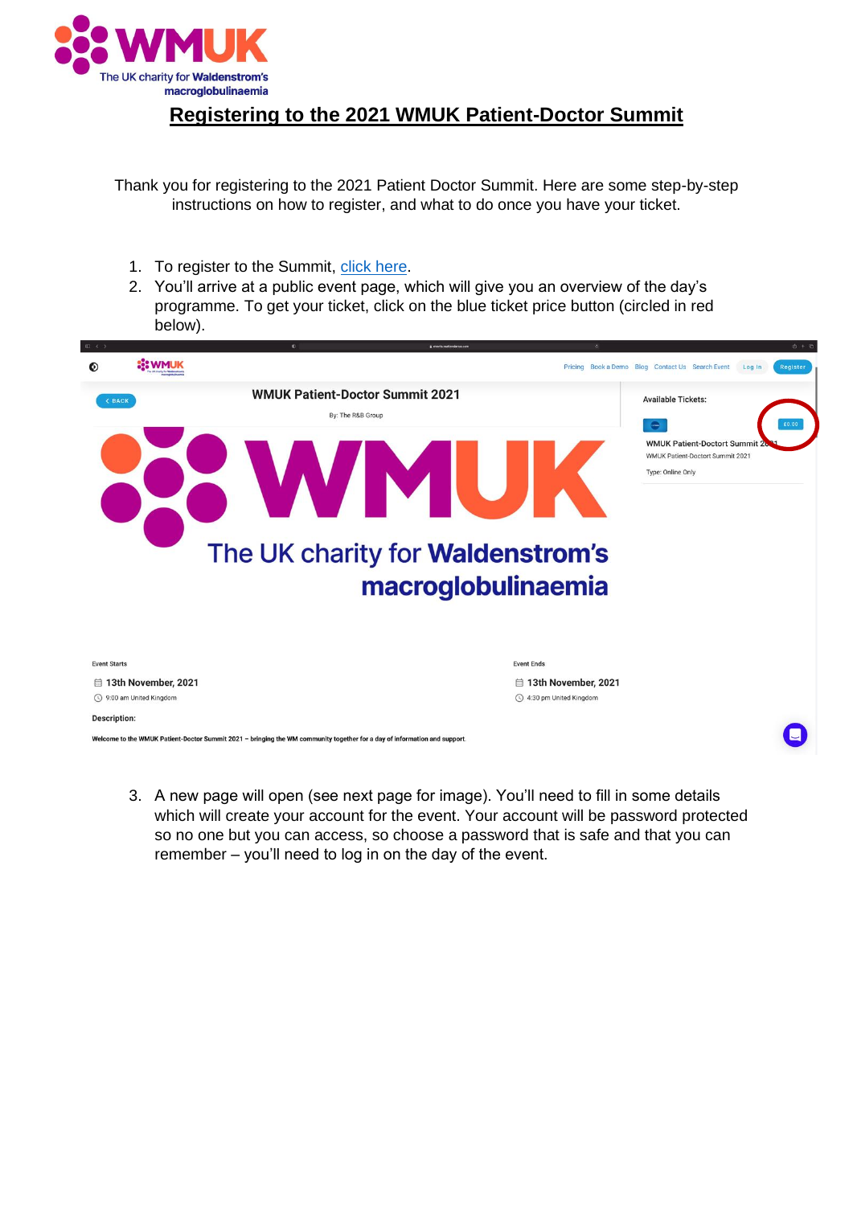# Registering to the 2021 WMUK Patient-Doctor Summit

Thank you for registering to the 2021 Patient Doctor Summit. Here are some step-by-step instructions on how to register, and what to do once you have your ticket.

1. To register to the Summit, [click here](#).
2. You'll arrive at a public event page, which will give you an overview of the day's programme. To get your ticket, click on the blue ticket price button (circled in red below).

3. A new page will open (see next page for image). You'll need to fill in some details which will create your account for the event. Your account will be password protected so no one but you can access, so choose a password that is safe and that you can remember – you'll need to log in on the day of the event.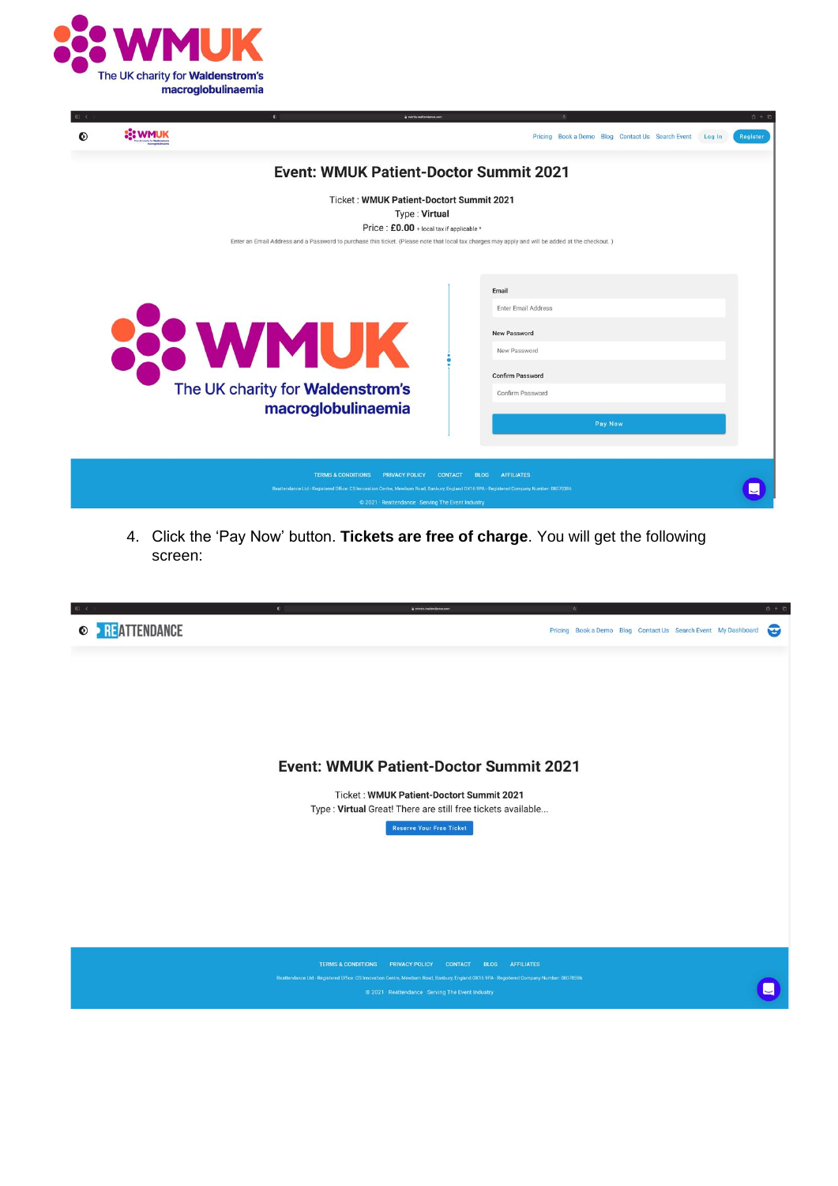4. Click the ‘Pay Now’ button. **Tickets are free of charge**. You will get the following screen: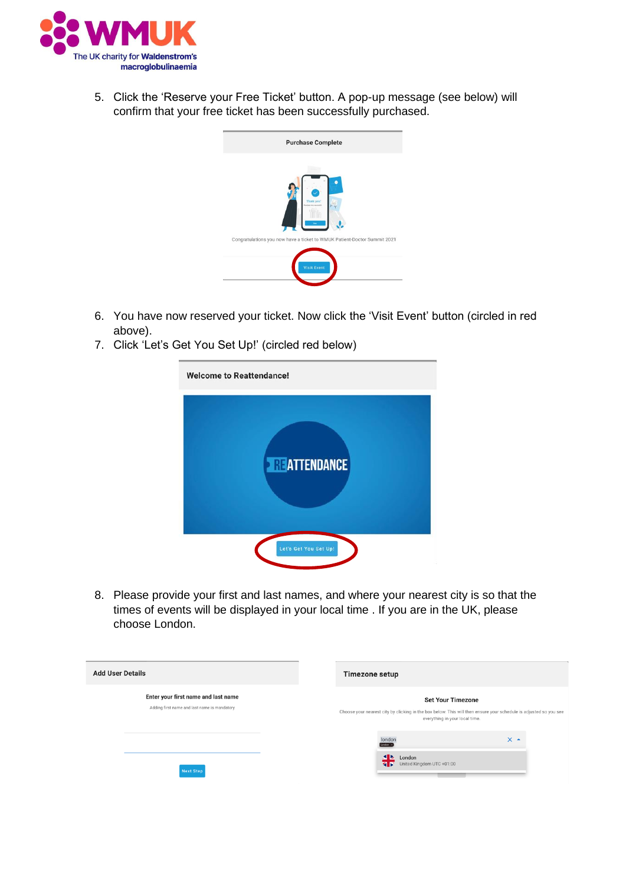5. Click the 'Reserve your Free Ticket' button. A pop-up message (see below) will confirm that your free ticket has been successfully purchased.

6. You have now reserved your ticket. Now click the 'Visit Event' button (circled in red above).
7. Click 'Let's Get You Set Up!' (circled red below)

8. Please provide your first and last names, and where your nearest city is so that the times of events will be displayed in your local time . If you are in the UK, please choose London.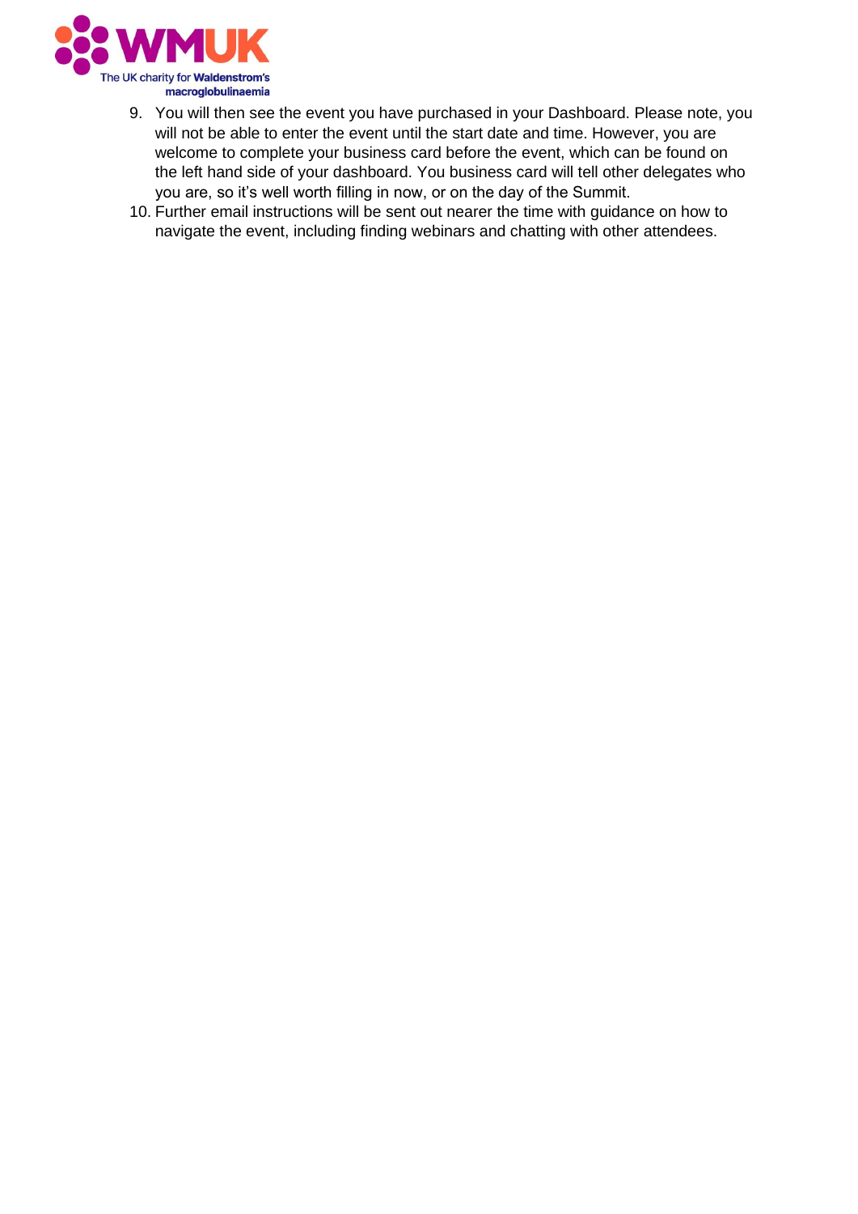9. You will then see the event you have purchased in your Dashboard. Please note, you will not be able to enter the event until the start date and time. However, you are welcome to complete your business card before the event, which can be found on the left hand side of your dashboard. You business card will tell other delegates who you are, so it's well worth filling in now, or on the day of the Summit.
10. Further email instructions will be sent out nearer the time with guidance on how to navigate the event, including finding webinars and chatting with other attendees.